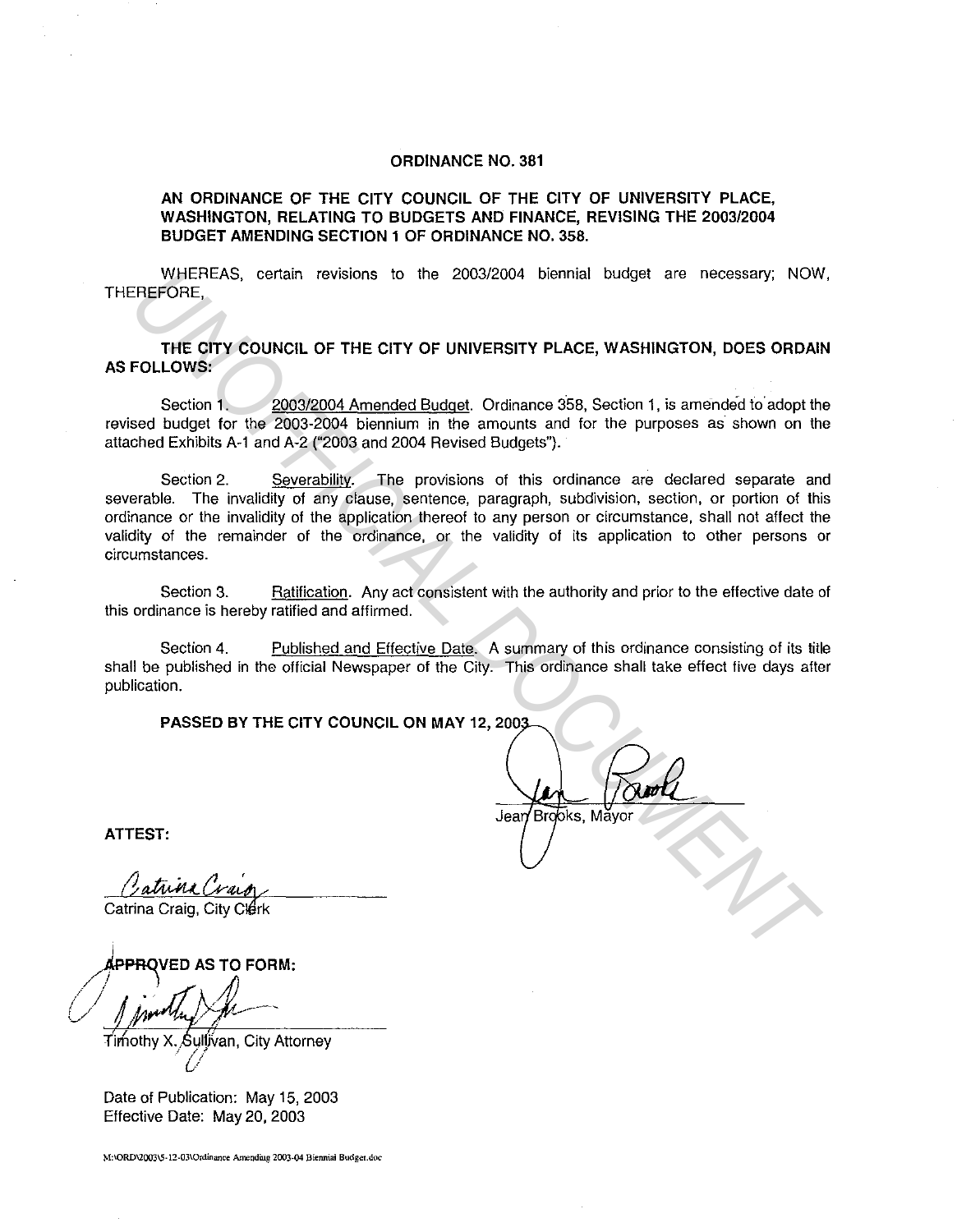# ORDINANCE NO. 381

## AN ORDINANCE OF THE CITY COUNCIL OF THE CITY OF UNIVERSITY PLACE, WASHINGTON, RELATING TO BUDGETS AND FINANCE, REVISING THE 2003/2004 BUDGET AMENDING SECTION 1 OF ORDINANCE NO. 358.

WHEREAS, certain revisions to the 2003/2004 biennial budget are necessary; NOW, THEREFORE,

**THE CITY COUNCIL OF THE CITY OF UNIVERSITY PLACE, WASHINGTON, DOES ORDAIN AS FOLLOWS:**

Section 1. 2003/2004 Amended Budget. Ordinance 358, Section 1, is amended to adopt the revised budget for the 2003-2004 biennium in the amounts and for the purposes as shown on the attached Exhibits A-1 and A-2 ("2003 and 2004 Revised Budgets").

Section 2. Severability. The provisions of this ordinance are declared separate and severable. The invalidity of any clause, sentence, paragraph, subdivision, section, or portion of this ordinance or the invalidity of the application thereof to any person or circumstance, shall not affect the validity of the remainder of the ordinance, or the validity of its application to other persons or circumstances.

Section 3. Ratification. Any act consistent with the authority and prior to the effective date of this ordinance is hereby ratified and affirmed.

Section 4. Published and Effective Date. A summary of this ordinance consisting of its title shall be published in the official Newspaper of the City. This ordinance shall take effect five days after publication.

**PASSED BY THE CITY COUNCIL ON MAY 12, 2003**

Jean Brooks, Mayor

**ATTEST:**

Catrina Craig, City Clerk

**APPROVED AS TO FORM:**

Timothy X. Sullivan, City Attorney

Date of Publication: May 15, 2003
Effective Date: May 20, 2003

M:\ORD\2003\5-12-03\Ordinance Amending 2003-04 Biennial Budget.doc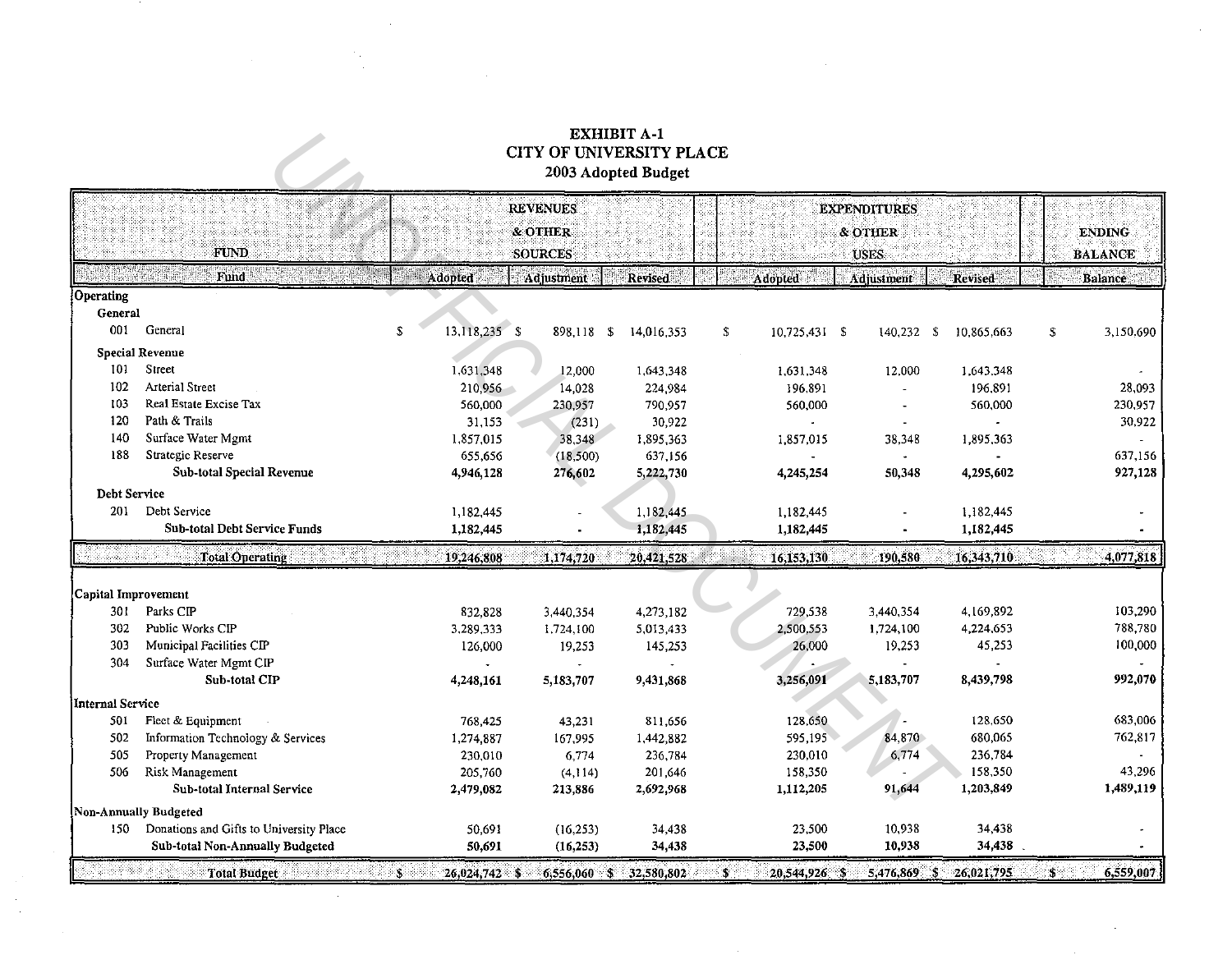# EXHIBIT A-1
## CITY OF UNIVERSITY PLACE
### 2003 Adopted Budget

| FUND | | REVENUES & OTHER SOURCES | | | EXPENDITURES & OTHER USES | | | ENDING BALANCE |
|---|---|---|---|---|---|---|---|---|
| Fund | | Adopted | Adjustment | Revised | Adopted | Adjustment | Revised | Balance |
| **Operating** | | | | | | | | |
| **General** | | | | | | | | |
| 001 | General | $ 13,118,235 | $ 898,118 | $ 14,016,353 | $ 10,725,431 | $ 140,232 | $ 10,865,663 | $ 3,150,690 |
| **Special Revenue** | | | | | | | | |
| 101 | Street | 1,631,348 | 12,000 | 1,643,348 | 1,631,348 | 12,000 | 1,643,348 | - |
| 102 | Arterial Street | 210,956 | 14,028 | 224,984 | 196,891 | - | 196,891 | 28,093 |
| 103 | Real Estate Excise Tax | 560,000 | 230,957 | 790,957 | 560,000 | - | 560,000 | 230,957 |
| 120 | Path & Trails | 31,153 | (231) | 30,922 | - | - | - | 30,922 |
| 140 | Surface Water Mgmt | 1,857,015 | 38,348 | 1,895,363 | 1,857,015 | 38,348 | 1,895,363 | - |
| 188 | Strategic Reserve | 655,656 | (18,500) | 637,156 | - | - | - | 637,156 |
| | **Sub-total Special Revenue** | **4,946,128** | **276,602** | **5,222,730** | **4,245,254** | **50,348** | **4,295,602** | **927,128** |
| **Debt Service** | | | | | | | | |
| 201 | Debt Service | 1,182,445 | - | 1,182,445 | 1,182,445 | - | 1,182,445 | - |
| | **Sub-total Debt Service Funds** | **1,182,445** | **-** | **1,182,445** | **1,182,445** | **-** | **1,182,445** | **-** |
| | **Total Operating** | **19,246,808** | **1,174,720** | **20,421,528** | **16,153,130** | **190,580** | **16,343,710** | **4,077,818** |
| **Capital Improvement** | | | | | | | | |
| 301 | Parks CIP | 832,828 | 3,440,354 | 4,273,182 | 729,538 | 3,440,354 | 4,169,892 | 103,290 |
| 302 | Public Works CIP | 3,289,333 | 1,724,100 | 5,013,433 | 2,500,553 | 1,724,100 | 4,224,653 | 788,780 |
| 303 | Municipal Facilities CIP | 126,000 | 19,253 | 145,253 | 26,000 | 19,253 | 45,253 | 100,000 |
| 304 | Surface Water Mgmt CIP | - | - | - | - | - | - | - |
| | **Sub-total CIP** | **4,248,161** | **5,183,707** | **9,431,868** | **3,256,091** | **5,183,707** | **8,439,798** | **992,070** |
| **Internal Service** | | | | | | | | |
| 501 | Fleet & Equipment | 768,425 | 43,231 | 811,656 | 128,650 | - | 128,650 | 683,006 |
| 502 | Information Technology & Services | 1,274,887 | 167,995 | 1,442,882 | 595,195 | 84,870 | 680,065 | 762,817 |
| 505 | Property Management | 230,010 | 6,774 | 236,784 | 230,010 | 6,774 | 236,784 | - |
| 506 | Risk Management | 205,760 | (4,114) | 201,646 | 158,350 | - | 158,350 | 43,296 |
| | **Sub-total Internal Service** | **2,479,082** | **213,886** | **2,692,968** | **1,112,205** | **91,644** | **1,203,849** | **1,489,119** |
| **Non-Annually Budgeted** | | | | | | | | |
| 150 | Donations and Gifts to University Place | 50,691 | (16,253) | 34,438 | 23,500 | 10,938 | 34,438 | - |
| | **Sub-total Non-Annually Budgeted** | **50,691** | **(16,253)** | **34,438** | **23,500** | **10,938** | **34,438** | **-** |
| | **Total Budget** | **$ 26,024,742** | **$ 6,556,060** | **$ 32,580,802** | **$ 20,544,926** | **$ 5,476,869** | **$ 26,021,795** | **$ 6,559,007** |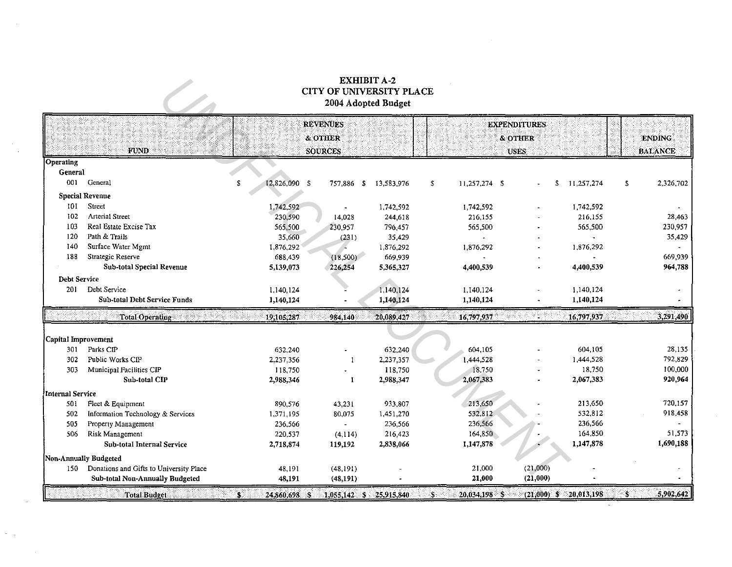**EXHIBIT A-2**
**CITY OF UNIVERSITY PLACE**
**2004 Adopted Budget**

| FUND | REVENUES & OTHER SOURCES | | | EXPENDITURES & OTHER USES | | | ENDING BALANCE |
|---|---|---|---|---|---|---|---|
| **Operating** | | | | | | | |
| **General** | | | | | | | |
| 001 General | $ 12,826,090 | $ 757,886 | $ 13,583,976 | $ 11,257,274 | $ - | $ 11,257,274 | $ 2,326,702 |
| **Special Revenue** | | | | | | | |
| 101 Street | 1,742,592 | - | 1,742,592 | 1,742,592 | - | 1,742,592 | - |
| 102 Arterial Street | 230,590 | 14,028 | 244,618 | 216,155 | - | 216,155 | 28,463 |
| 103 Real Estate Excise Tax | 565,500 | 230,957 | 796,457 | 565,500 | - | 565,500 | 230,957 |
| 120 Path & Trails | 35,660 | (231) | 35,429 | - | - | - | 35,429 |
| 140 Surface Water Mgmt | 1,876,292 | - | 1,876,292 | 1,876,292 | - | 1,876,292 | - |
| 188 Strategic Reserve | 688,439 | (18,500) | 669,939 | - | - | - | 669,939 |
| **Sub-total Special Revenue** | **5,139,073** | **226,254** | **5,365,327** | **4,400,539** | **-** | **4,400,539** | **964,788** |
| **Debt Service** | | | | | | | |
| 201 Debt Service | 1,140,124 | - | 1,140,124 | 1,140,124 | - | 1,140,124 | - |
| **Sub-total Debt Service Funds** | **1,140,124** | **-** | **1,140,124** | **1,140,124** | **-** | **1,140,124** | **-** |
| **Total Operating** | **19,105,287** | **984,140** | **20,089,427** | **16,797,937** | **-** | **16,797,937** | **3,291,490** |
| **Capital Improvement** | | | | | | | |
| 301 Parks CIP | 632,240 | - | 632,240 | 604,105 | - | 604,105 | 28,135 |
| 302 Public Works CIP | 2,237,356 | 1 | 2,237,357 | 1,444,528 | - | 1,444,528 | 792,829 |
| 303 Municipal Facilities CIP | 118,750 | - | 118,750 | 18,750 | - | 18,750 | 100,000 |
| **Sub-total CIP** | **2,988,346** | **1** | **2,988,347** | **2,067,383** | **-** | **2,067,383** | **920,964** |
| **Internal Service** | | | | | | | |
| 501 Fleet & Equipment | 890,576 | 43,231 | 933,807 | 213,650 | - | 213,650 | 720,157 |
| 502 Information Technology & Services | 1,371,195 | 80,075 | 1,451,270 | 532,812 | - | 532,812 | 918,458 |
| 505 Property Management | 236,566 | - | 236,566 | 236,566 | - | 236,566 | - |
| 506 Risk Management | 220,537 | (4,114) | 216,423 | 164,850 | - | 164,850 | 51,573 |
| **Sub-total Internal Service** | **2,718,874** | **119,192** | **2,838,066** | **1,147,878** | **-** | **1,147,878** | **1,690,188** |
| **Non-Annually Budgeted** | | | | | | | |
| 150 Donations and Gifts to University Place | 48,191 | (48,191) | - | 21,000 | (21,000) | - | - |
| **Sub-total Non-Annually Budgeted** | **48,191** | **(48,191)** | **-** | **21,000** | **(21,000)** | **-** | **-** |
| **Total Budget** | **$ 24,860,698** | **$ 1,055,142** | **$ 25,915,840** | **$ 20,034,198** | **$ (21,000)** | **$ 20,013,198** | **$ 5,902,642** |